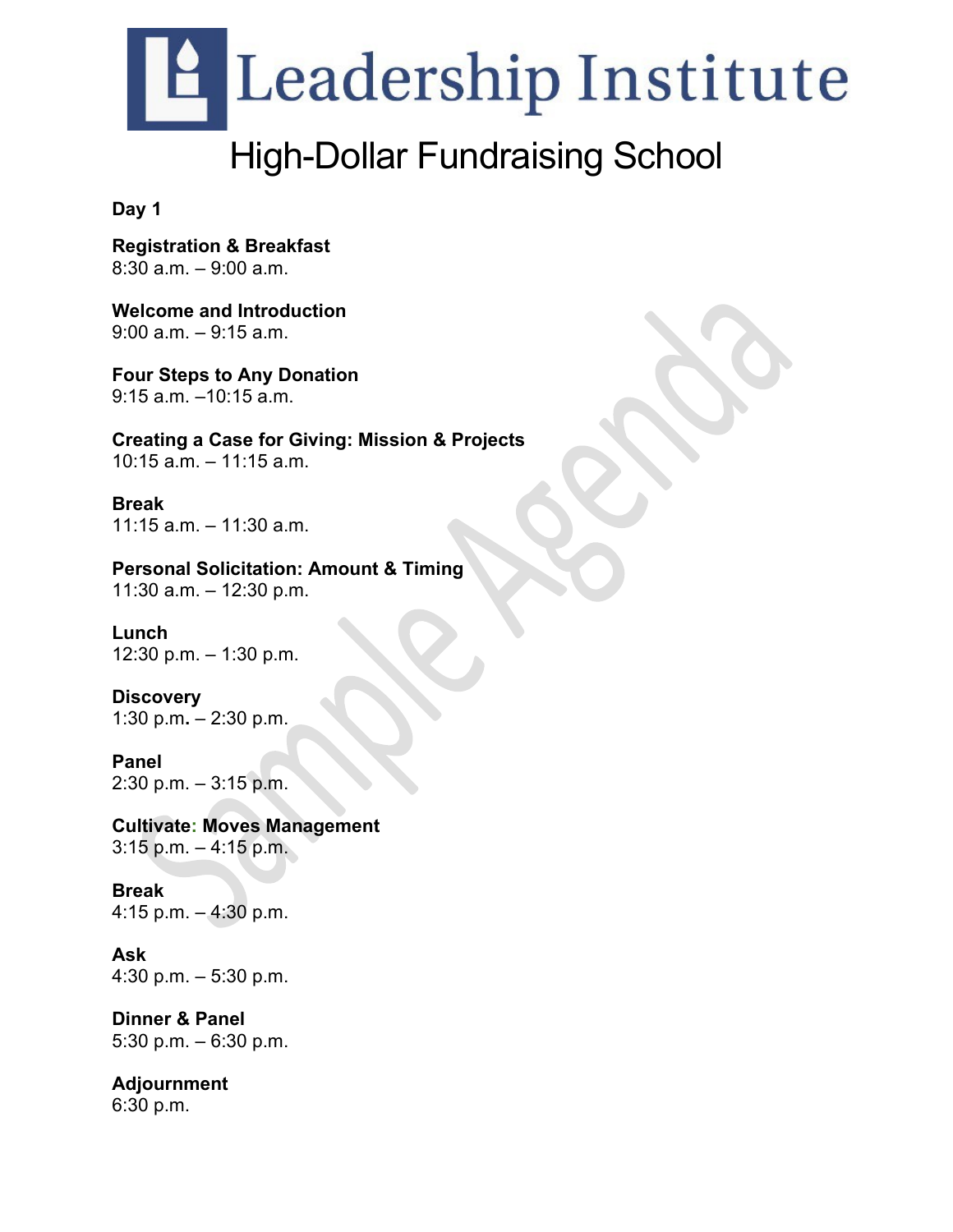# Leadership Institute

## High-Dollar Fundraising School

**Day 1**

**Registration & Breakfast**
8:30 a.m. – 9:00 a.m.

**Welcome and Introduction**
9:00 a.m. – 9:15 a.m.

**Four Steps to Any Donation**
9:15 a.m. –10:15 a.m.

**Creating a Case for Giving: Mission & Projects**
10:15 a.m. – 11:15 a.m.

**Break**
11:15 a.m. – 11:30 a.m.

**Personal Solicitation: Amount & Timing**
11:30 a.m. – 12:30 p.m.

**Lunch**
12:30 p.m. – 1:30 p.m.

**Discovery**
1:30 p.m. – 2:30 p.m.

**Panel**
2:30 p.m. – 3:15 p.m.

**Cultivate: Moves Management**
3:15 p.m. – 4:15 p.m.

**Break**
4:15 p.m. – 4:30 p.m.

**Ask**
4:30 p.m. – 5:30 p.m.

**Dinner & Panel**
5:30 p.m. – 6:30 p.m.

**Adjournment**
6:30 p.m.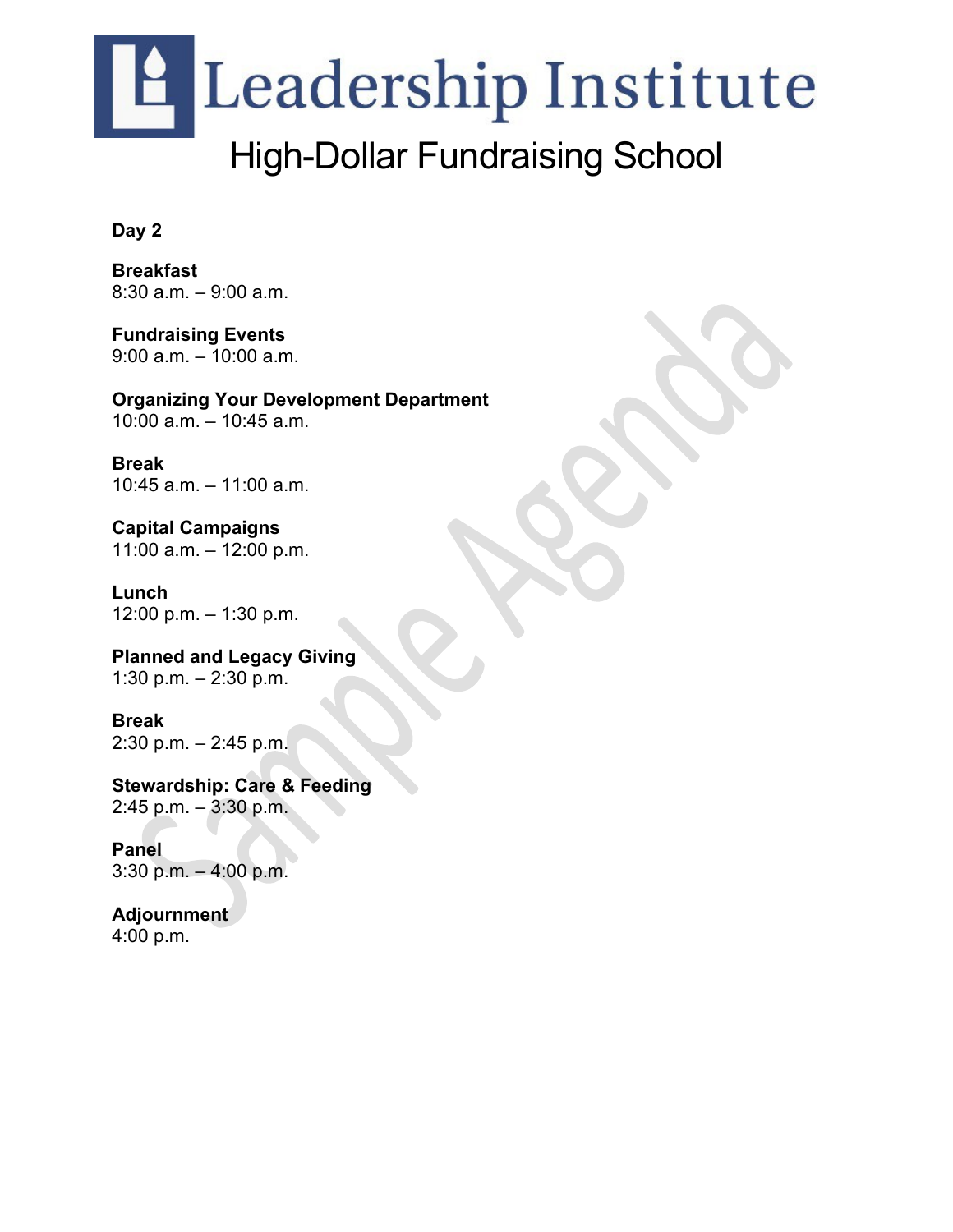# Leadership Institute

## High-Dollar Fundraising School

**Day 2**

**Breakfast**
8:30 a.m. – 9:00 a.m.

**Fundraising Events**
9:00 a.m. – 10:00 a.m.

**Organizing Your Development Department**
10:00 a.m. – 10:45 a.m.

**Break**
10:45 a.m. – 11:00 a.m.

**Capital Campaigns**
11:00 a.m. – 12:00 p.m.

**Lunch**
12:00 p.m. – 1:30 p.m.

**Planned and Legacy Giving**
1:30 p.m. – 2:30 p.m.

**Break**
2:30 p.m. – 2:45 p.m.

**Stewardship: Care & Feeding**
2:45 p.m. – 3:30 p.m.

**Panel**
3:30 p.m. – 4:00 p.m.

**Adjournment**
4:00 p.m.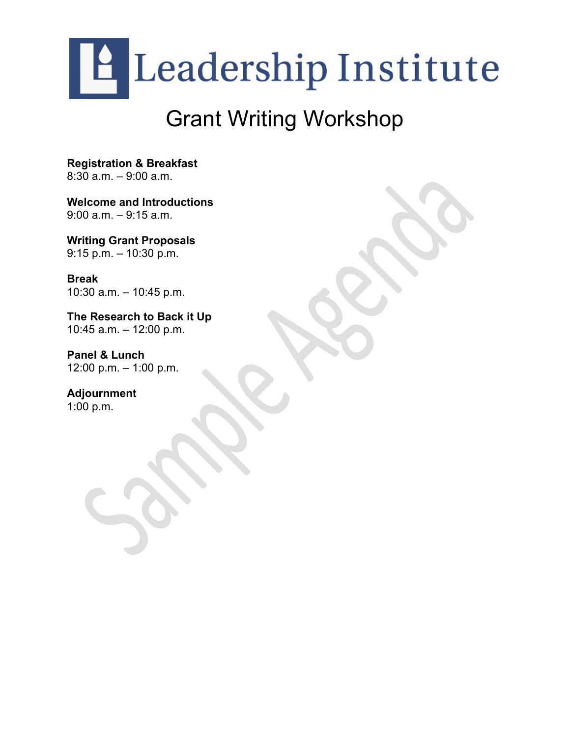# Leadership Institute

## Grant Writing Workshop

**Registration & Breakfast**
8:30 a.m. – 9:00 a.m.

**Welcome and Introductions**
9:00 a.m. – 9:15 a.m.

**Writing Grant Proposals**
9:15 p.m. – 10:30 p.m.

**Break**
10:30 a.m. – 10:45 p.m.

**The Research to Back it Up**
10:45 a.m. – 12:00 p.m.

**Panel & Lunch**
12:00 p.m. – 1:00 p.m.

**Adjournment**
1:00 p.m.

Sample Agenda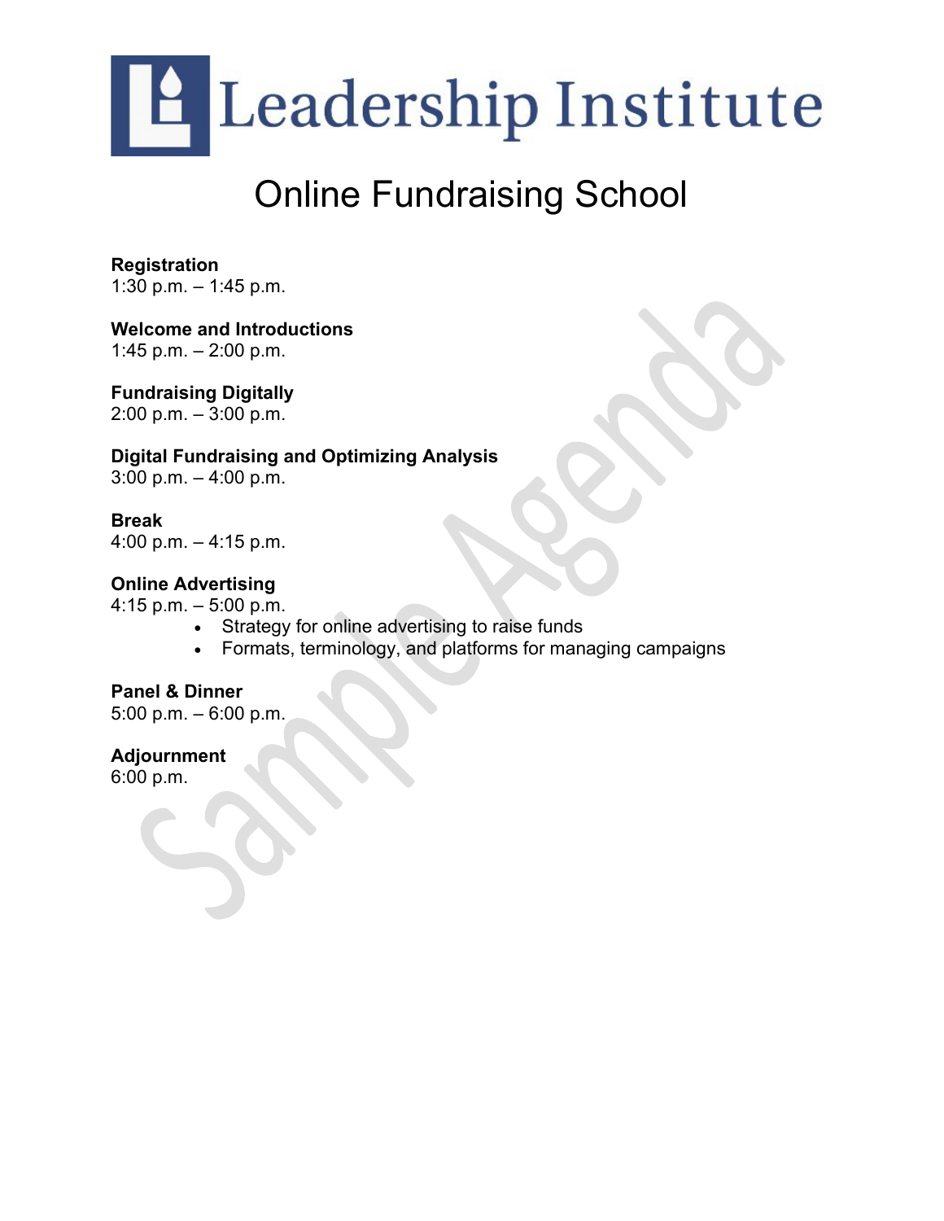# Leadership Institute

## Online Fundraising School

**Registration**
1:30 p.m. – 1:45 p.m.

**Welcome and Introductions**
1:45 p.m. – 2:00 p.m.

**Fundraising Digitally**
2:00 p.m. – 3:00 p.m.

**Digital Fundraising and Optimizing Analysis**
3:00 p.m. – 4:00 p.m.

**Break**
4:00 p.m. – 4:15 p.m.

**Online Advertising**
4:15 p.m. – 5:00 p.m.

- Strategy for online advertising to raise funds
- Formats, terminology, and platforms for managing campaigns

**Panel & Dinner**
5:00 p.m. – 6:00 p.m.

**Adjournment**
6:00 p.m.

Sample Agenda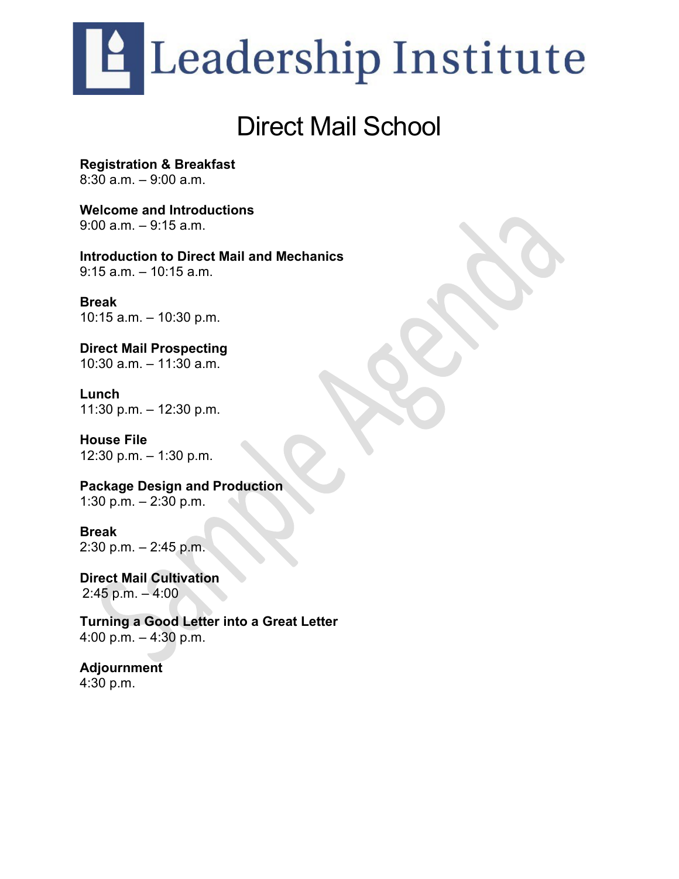# Leadership Institute

## Direct Mail School

**Registration & Breakfast**
8:30 a.m. – 9:00 a.m.

**Welcome and Introductions**
9:00 a.m. – 9:15 a.m.

**Introduction to Direct Mail and Mechanics**
9:15 a.m. – 10:15 a.m.

**Break**
10:15 a.m. – 10:30 p.m.

**Direct Mail Prospecting**
10:30 a.m. – 11:30 a.m.

**Lunch**
11:30 p.m. – 12:30 p.m.

**House File**
12:30 p.m. – 1:30 p.m.

**Package Design and Production**
1:30 p.m. – 2:30 p.m.

**Break**
2:30 p.m. – 2:45 p.m.

**Direct Mail Cultivation**
2:45 p.m. – 4:00

**Turning a Good Letter into a Great Letter**
4:00 p.m. – 4:30 p.m.

**Adjournment**
4:30 p.m.